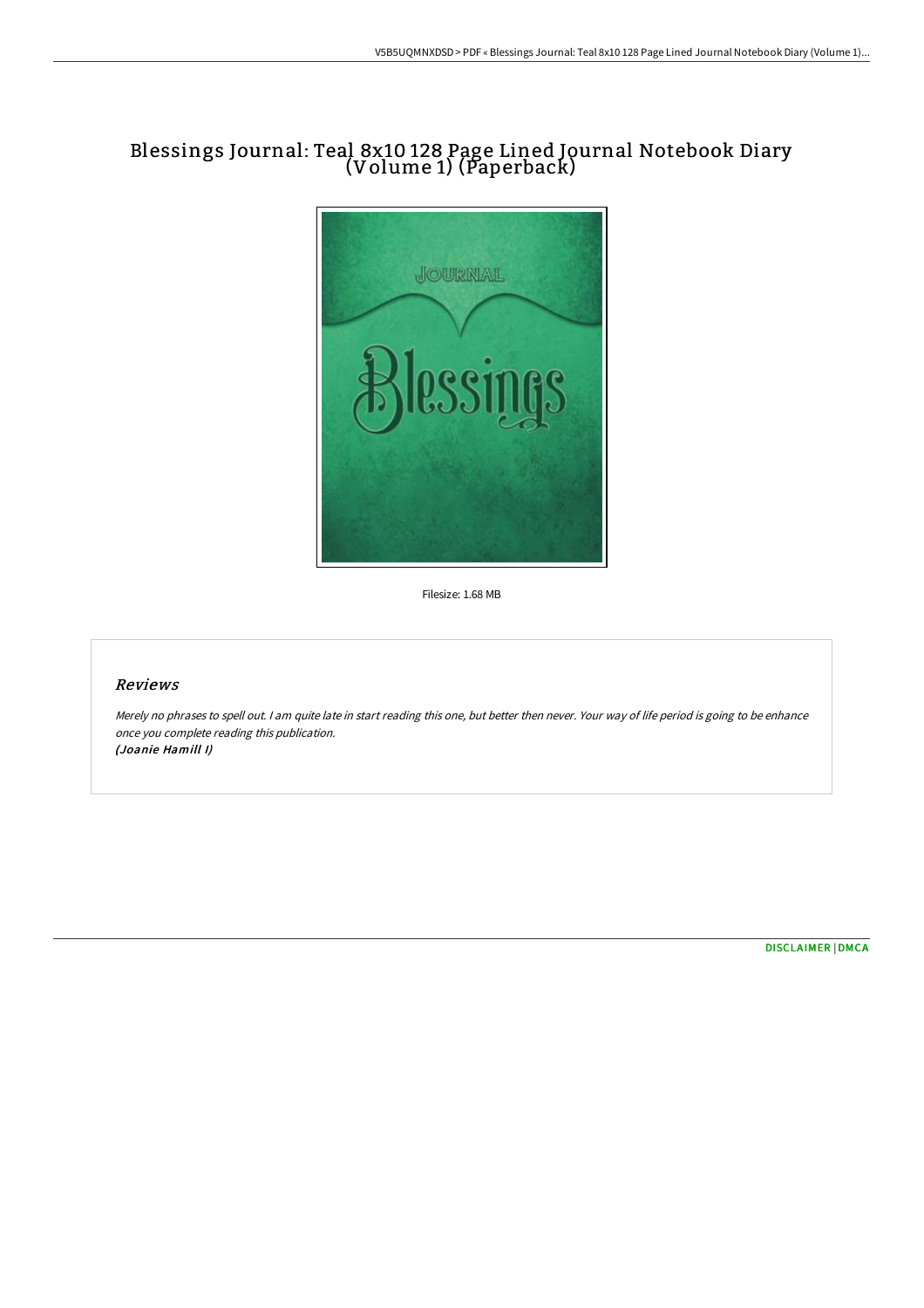# Blessings Journal: Teal 8x10 128 Page Lined Journal Notebook Diary (Volume 1) (Paperback)

Filesize: 1.68 MB

## Reviews

*Merely no phrases to spell out. I am quite late in start reading this one, but better then never. Your way of life period is going to be enhance once you complete reading this publication.*
***(Joanie Hamill I)***

DISCLAIMER | DMCA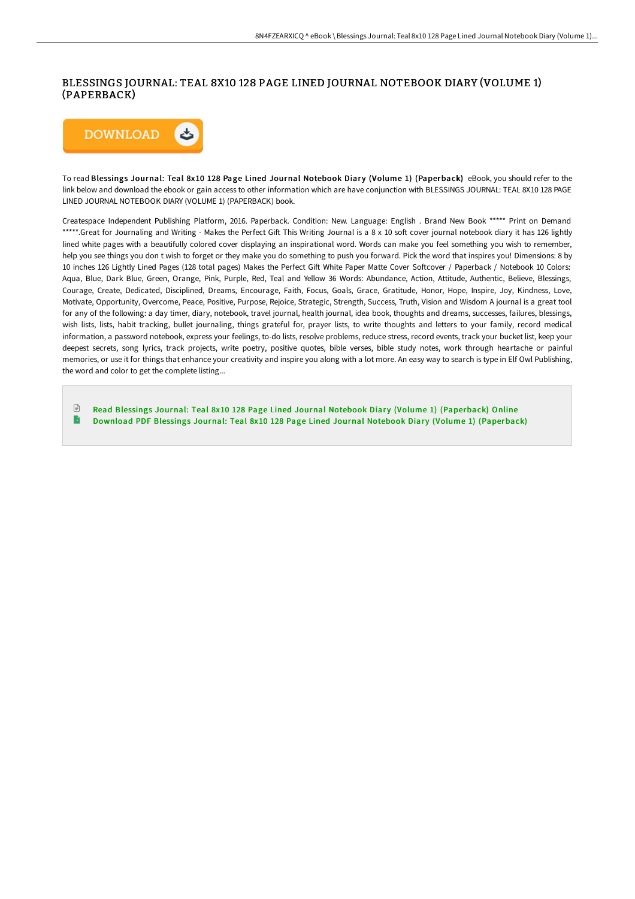# BLESSINGS JOURNAL: TEAL 8X10 128 PAGE LINED JOURNAL NOTEBOOK DIARY (VOLUME 1) (PAPERBACK)

To read **Blessings Journal: Teal 8x10 128 Page Lined Journal Notebook Diary (Volume 1) (Paperback)** eBook, you should refer to the link below and download the ebook or gain access to other information which are have conjunction with BLESSINGS JOURNAL: TEAL 8X10 128 PAGE LINED JOURNAL NOTEBOOK DIARY (VOLUME 1) (PAPERBACK) book.

Createspace Independent Publishing Platform, 2016. Paperback. Condition: New. Language: English . Brand New Book ***** Print on Demand *****.Great for Journaling and Writing - Makes the Perfect Gift This Writing Journal is a 8 x 10 soft cover journal notebook diary it has 126 lightly lined white pages with a beautifully colored cover displaying an inspirational word. Words can make you feel something you wish to remember, help you see things you don t wish to forget or they make you do something to push you forward. Pick the word that inspires you! Dimensions: 8 by 10 inches 126 Lightly Lined Pages (128 total pages) Makes the Perfect Gift White Paper Matte Cover Softcover / Paperback / Notebook 10 Colors: Aqua, Blue, Dark Blue, Green, Orange, Pink, Purple, Red, Teal and Yellow 36 Words: Abundance, Action, Attitude, Authentic, Believe, Blessings, Courage, Create, Dedicated, Disciplined, Dreams, Encourage, Faith, Focus, Goals, Grace, Gratitude, Honor, Hope, Inspire, Joy, Kindness, Love, Motivate, Opportunity, Overcome, Peace, Positive, Purpose, Rejoice, Strategic, Strength, Success, Truth, Vision and Wisdom A journal is a great tool for any of the following: a day timer, diary, notebook, travel journal, health journal, idea book, thoughts and dreams, successes, failures, blessings, wish lists, lists, habit tracking, bullet journaling, things grateful for, prayer lists, to write thoughts and letters to your family, record medical information, a password notebook, express your feelings, to-do lists, resolve problems, reduce stress, record events, track your bucket list, keep your deepest secrets, song lyrics, track projects, write poetry, positive quotes, bible verses, bible study notes, work through heartache or painful memories, or use it for things that enhance your creativity and inspire you along with a lot more. An easy way to search is type in Elf Owl Publishing, the word and color to get the complete listing...

- Read Blessings Journal: Teal 8x10 128 Page Lined Journal Notebook Diary (Volume 1) (Paperback) Online
- Download PDF Blessings Journal: Teal 8x10 128 Page Lined Journal Notebook Diary (Volume 1) (Paperback)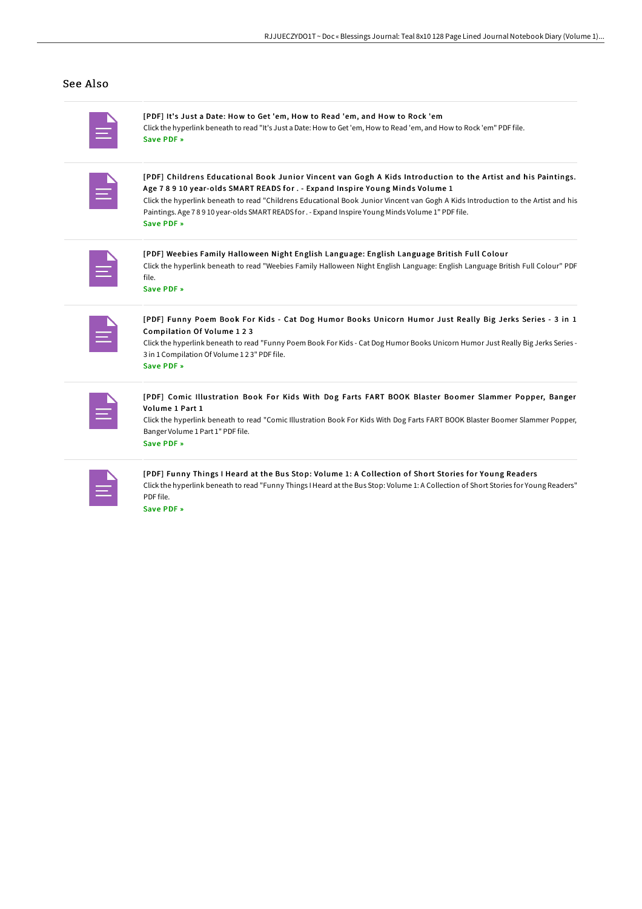## See Also

**[PDF] It's Just a Date: How to Get 'em, How to Read 'em, and How to Rock 'em**

Click the hyperlink beneath to read "It's Just a Date: How to Get 'em, How to Read 'em, and How to Rock 'em" PDF file.

Save PDF »

**[PDF] Childrens Educational Book Junior Vincent van Gogh A Kids Introduction to the Artist and his Paintings. Age 7 8 9 10 year-olds SMART READS for . - Expand Inspire Young Minds Volume 1**

Click the hyperlink beneath to read "Childrens Educational Book Junior Vincent van Gogh A Kids Introduction to the Artist and his Paintings. Age 7 8 9 10 year-olds SMART READS for . - Expand Inspire Young Minds Volume 1" PDF file.

Save PDF »

**[PDF] Weebies Family Halloween Night English Language: English Language British Full Colour**

Click the hyperlink beneath to read "Weebies Family Halloween Night English Language: English Language British Full Colour" PDF file.

Save PDF »

**[PDF] Funny Poem Book For Kids - Cat Dog Humor Books Unicorn Humor Just Really Big Jerks Series - 3 in 1 Compilation Of Volume 1 2 3**

Click the hyperlink beneath to read "Funny Poem Book For Kids - Cat Dog Humor Books Unicorn Humor Just Really Big Jerks Series - 3 in 1 Compilation Of Volume 1 2 3" PDF file.

Save PDF »

**[PDF] Comic Illustration Book For Kids With Dog Farts FART BOOK Blaster Boomer Slammer Popper, Banger Volume 1 Part 1**

Click the hyperlink beneath to read "Comic Illustration Book For Kids With Dog Farts FART BOOK Blaster Boomer Slammer Popper, Banger Volume 1 Part 1" PDF file.

Save PDF »

**[PDF] Funny Things I Heard at the Bus Stop: Volume 1: A Collection of Short Stories for Young Readers**

Click the hyperlink beneath to read "Funny Things I Heard at the Bus Stop: Volume 1: A Collection of Short Stories for Young Readers" PDF file.

Save PDF »